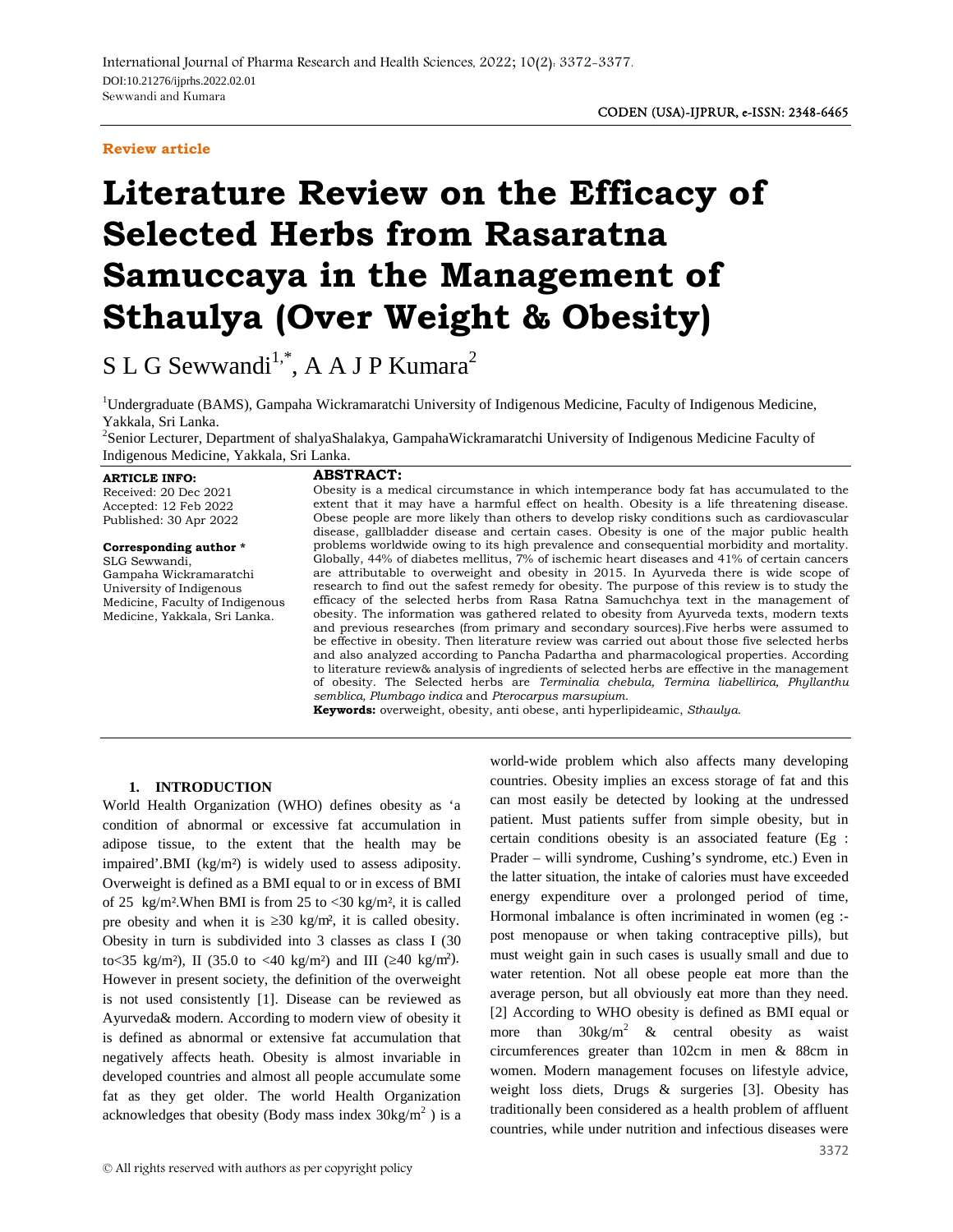**Review article**

# Literature Review on the Efficacy of Selected Herbs from Rasaratna Samuccaya in the Management of Sthaulya (Over Weight & Obesity)

S L G Sewwandi[1,*], A A J P Kumara[2]

[1]Undergraduate (BAMS), Gampaha Wickramaratchi University of Indigenous Medicine, Faculty of Indigenous Medicine, Yakkala, Sri Lanka.
[2]Senior Lecturer, Department of shalyaShalakya, GampahaWickramaratchi University of Indigenous Medicine Faculty of Indigenous Medicine, Yakkala, Sri Lanka.

**ARTICLE INFO:**
Received: 20 Dec 2021
Accepted: 12 Feb 2022
Published: 30 Apr 2022

**Corresponding author ***
SLG Sewwandi,
Gampaha Wickramaratchi University of Indigenous Medicine, Faculty of Indigenous Medicine, Yakkala, Sri Lanka.

**ABSTRACT:**
Obesity is a medical circumstance in which intemperance body fat has accumulated to the extent that it may have a harmful effect on health. Obesity is a life threatening disease. Obese people are more likely than others to develop risky conditions such as cardiovascular disease, gallbladder disease and certain cases. Obesity is one of the major public health problems worldwide owing to its high prevalence and consequential morbidity and mortality. Globally, 44% of diabetes mellitus, 7% of ischemic heart diseases and 41% of certain cancers are attributable to overweight and obesity in 2015. In Ayurveda there is wide scope of research to find out the safest remedy for obesity. The purpose of this review is to study the efficacy of the selected herbs from Rasa Ratna Samuchchya text in the management of obesity. The information was gathered related to obesity from Ayurveda texts, modern texts and previous researches (from primary and secondary sources).Five herbs were assumed to be effective in obesity. Then literature review was carried out about those five selected herbs and also analyzed according to Pancha Padartha and pharmacological properties. According to literature review& analysis of ingredients of selected herbs are effective in the management of obesity. The Selected herbs are *Terminalia chebula, Termina liabellirica, Phyllanthu semblica, Plumbago indica* and *Pterocarpus marsupium.*

**Keywords:** overweight, obesity, anti obese, anti hyperlipideamic, *Sthaulya.*

## 1. INTRODUCTION

World Health Organization (WHO) defines obesity as 'a condition of abnormal or excessive fat accumulation in adipose tissue, to the extent that the health may be impaired'.BMI (kg/m²) is widely used to assess adiposity. Overweight is defined as a BMI equal to or in excess of BMI of 25 kg/m².When BMI is from 25 to <30 kg/m², it is called pre obesity and when it is ≥30 kg/m², it is called obesity. Obesity in turn is subdivided into 3 classes as class I (30 to<35 kg/m²), II (35.0 to <40 kg/m²) and III (≥40 kg/m²). However in present society, the definition of the overweight is not used consistently [1]. Disease can be reviewed as Ayurveda& modern. According to modern view of obesity it is defined as abnormal or extensive fat accumulation that negatively affects heath. Obesity is almost invariable in developed countries and almost all people accumulate some fat as they get older. The world Health Organization acknowledges that obesity (Body mass index $30kg/m^2$ ) is a world-wide problem which also affects many developing countries. Obesity implies an excess storage of fat and this can most easily be detected by looking at the undressed patient. Must patients suffer from simple obesity, but in certain conditions obesity is an associated feature (Eg : Prader – willi syndrome, Cushing's syndrome, etc.) Even in the latter situation, the intake of calories must have exceeded energy expenditure over a prolonged period of time, Hormonal imbalance is often incriminated in women (eg :- post menopause or when taking contraceptive pills), but must weight gain in such cases is usually small and due to water retention. Not all obese people eat more than the average person, but all obviously eat more than they need. [2] According to WHO obesity is defined as BMI equal or more than $30kg/m^2$ & central obesity as waist circumferences greater than 102cm in men & 88cm in women. Modern management focuses on lifestyle advice, weight loss diets, Drugs & surgeries [3]. Obesity has traditionally been considered as a health problem of affluent countries, while under nutrition and infectious diseases were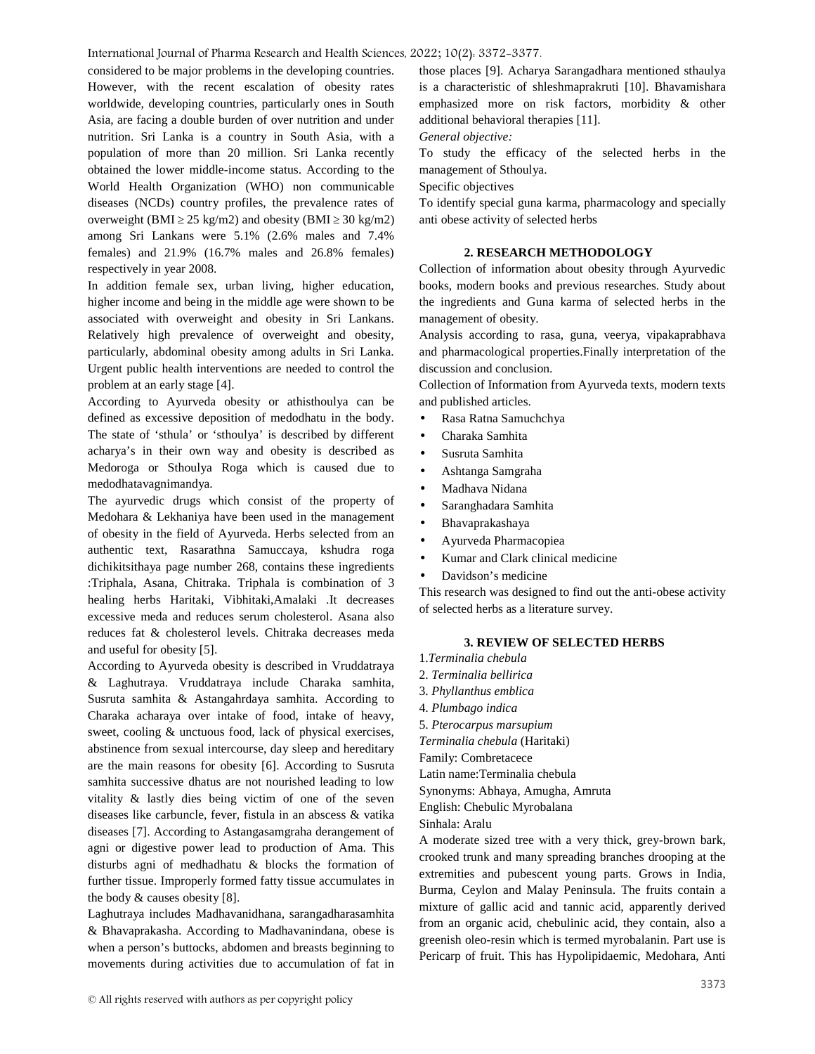considered to be major problems in the developing countries. However, with the recent escalation of obesity rates worldwide, developing countries, particularly ones in South Asia, are facing a double burden of over nutrition and under nutrition. Sri Lanka is a country in South Asia, with a population of more than 20 million. Sri Lanka recently obtained the lower middle-income status. According to the World Health Organization (WHO) non communicable diseases (NCDs) country profiles, the prevalence rates of overweight (BMI ≥ 25 kg/m2) and obesity (BMI ≥ 30 kg/m2) among Sri Lankans were 5.1% (2.6% males and 7.4% females) and 21.9% (16.7% males and 26.8% females) respectively in year 2008.

In addition female sex, urban living, higher education, higher income and being in the middle age were shown to be associated with overweight and obesity in Sri Lankans. Relatively high prevalence of overweight and obesity, particularly, abdominal obesity among adults in Sri Lanka. Urgent public health interventions are needed to control the problem at an early stage [4].

According to Ayurveda obesity or athisthoulya can be defined as excessive deposition of medodhatu in the body. The state of 'sthula' or 'sthoulya' is described by different acharya's in their own way and obesity is described as Medoroga or Sthoulya Roga which is caused due to medodhatavagnimandya.

The ayurvedic drugs which consist of the property of Medohara & Lekhaniya have been used in the management of obesity in the field of Ayurveda. Herbs selected from an authentic text, Rasarathna Samuccaya, kshudra roga dichikitsithaya page number 268, contains these ingredients :Triphala, Asana, Chitraka. Triphala is combination of 3 healing herbs Haritaki, Vibhitaki,Amalaki .It decreases excessive meda and reduces serum cholesterol. Asana also reduces fat & cholesterol levels. Chitraka decreases meda and useful for obesity [5].

According to Ayurveda obesity is described in Vruddatraya & Laghutraya. Vruddatraya include Charaka samhita, Susruta samhita & Astangahrdaya samhita. According to Charaka acharaya over intake of food, intake of heavy, sweet, cooling & unctuous food, lack of physical exercises, abstinence from sexual intercourse, day sleep and hereditary are the main reasons for obesity [6]. According to Susruta samhita successive dhatus are not nourished leading to low vitality & lastly dies being victim of one of the seven diseases like carbuncle, fever, fistula in an abscess & vatika diseases [7]. According to Astangasamgraha derangement of agni or digestive power lead to production of Ama. This disturbs agni of medhadhatu & blocks the formation of further tissue. Improperly formed fatty tissue accumulates in the body & causes obesity [8].

Laghutraya includes Madhavanidhana, sarangadharasamhita & Bhavaprakasha. According to Madhavanindana, obese is when a person's buttocks, abdomen and breasts beginning to movements during activities due to accumulation of fat in those places [9]. Acharya Sarangadhara mentioned sthaulya is a characteristic of shleshmaprakruti [10]. Bhavamishara emphasized more on risk factors, morbidity & other additional behavioral therapies [11].

*General objective:*

To study the efficacy of the selected herbs in the management of Sthoulya.

Specific objectives

To identify special guna karma, pharmacology and specially anti obese activity of selected herbs

## 2. RESEARCH METHODOLOGY

Collection of information about obesity through Ayurvedic books, modern books and previous researches. Study about the ingredients and Guna karma of selected herbs in the management of obesity.

Analysis according to rasa, guna, veerya, vipakaprabhava and pharmacological properties.Finally interpretation of the discussion and conclusion.

Collection of Information from Ayurveda texts, modern texts and published articles.

- Rasa Ratna Samuchchya
- Charaka Samhita
- Susruta Samhita
- Ashtanga Samgraha
- Madhava Nidana
- Saranghadara Samhita
- Bhavaprakashaya
- Ayurveda Pharmacopiea
- Kumar and Clark clinical medicine
- Davidson's medicine

This research was designed to find out the anti-obese activity of selected herbs as a literature survey.

## 3. REVIEW OF SELECTED HERBS

1. *Terminalia chebula*
2. *Terminalia bellirica*
3. *Phyllanthus emblica*
4. *Plumbago indica*
5. *Pterocarpus marsupium*

*Terminalia chebula* (Haritaki)

Family: Combretacece

Latin name:Terminalia chebula

Synonyms: Abhaya, Amugha, Amruta

English: Chebulic Myrobalana

Sinhala: Aralu

A moderate sized tree with a very thick, grey-brown bark, crooked trunk and many spreading branches drooping at the extremities and pubescent young parts. Grows in India, Burma, Ceylon and Malay Peninsula. The fruits contain a mixture of gallic acid and tannic acid, apparently derived from an organic acid, chebulinic acid, they contain, also a greenish oleo-resin which is termed myrobalanin. Part use is Pericarp of fruit. This has Hypolipidaemic, Medohara, Anti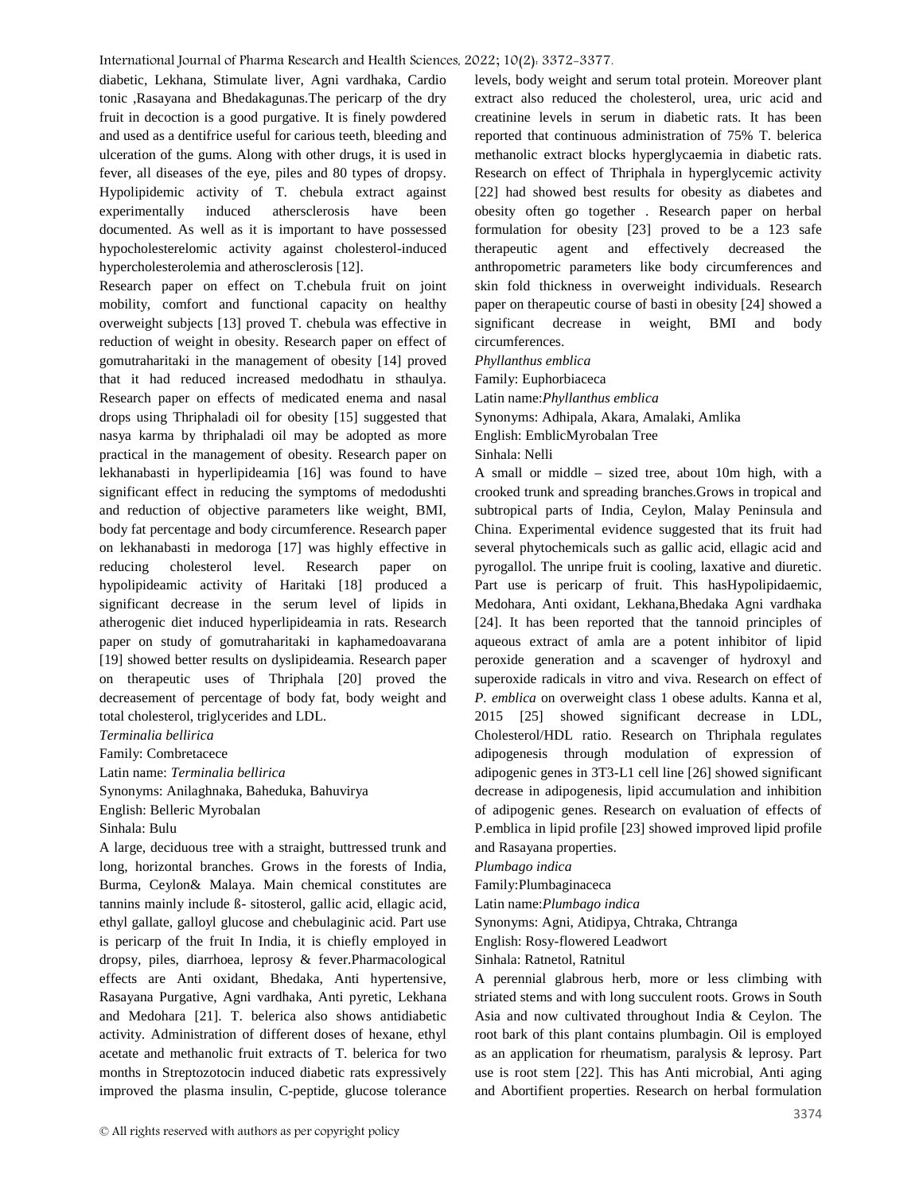diabetic, Lekhana, Stimulate liver, Agni vardhaka, Cardio tonic ,Rasayana and Bhedakagunas.The pericarp of the dry fruit in decoction is a good purgative. It is finely powdered and used as a dentifrice useful for carious teeth, bleeding and ulceration of the gums. Along with other drugs, it is used in fever, all diseases of the eye, piles and 80 types of dropsy. Hypolipidemic activity of T. chebula extract against experimentally induced athersclerosis have been documented. As well as it is important to have possessed hypocholesterelomic activity against cholesterol-induced hypercholesterolemia and atherosclerosis [12].

Research paper on effect on T.chebula fruit on joint mobility, comfort and functional capacity on healthy overweight subjects [13] proved T. chebula was effective in reduction of weight in obesity. Research paper on effect of gomutraharitaki in the management of obesity [14] proved that it had reduced increased medodhatu in sthaulya. Research paper on effects of medicated enema and nasal drops using Thriphaladi oil for obesity [15] suggested that nasya karma by thriphaladi oil may be adopted as more practical in the management of obesity. Research paper on lekhanabasti in hyperlipideamia [16] was found to have significant effect in reducing the symptoms of medodushti and reduction of objective parameters like weight, BMI, body fat percentage and body circumference. Research paper on lekhanabasti in medoroga [17] was highly effective in reducing cholesterol level. Research paper on hypolipideamic activity of Haritaki [18] produced a significant decrease in the serum level of lipids in atherogenic diet induced hyperlipideamia in rats. Research paper on study of gomutraharitaki in kaphamedoavarana [19] showed better results on dyslipideamia. Research paper on therapeutic uses of Thriphala [20] proved the decreasement of percentage of body fat, body weight and total cholesterol, triglycerides and LDL.

*Terminalia bellirica*

Family: Combretacece

Latin name: *Terminalia bellirica*

Synonyms: Anilaghnaka, Baheduka, Bahuvirya

English: Belleric Myrobalan

Sinhala: Bulu

A large, deciduous tree with a straight, buttressed trunk and long, horizontal branches. Grows in the forests of India, Burma, Ceylon& Malaya. Main chemical constitutes are tannins mainly include ß- sitosterol, gallic acid, ellagic acid, ethyl gallate, galloyl glucose and chebulaginic acid. Part use is pericarp of the fruit In India, it is chiefly employed in dropsy, piles, diarrhoea, leprosy & fever.Pharmacological effects are Anti oxidant, Bhedaka, Anti hypertensive, Rasayana Purgative, Agni vardhaka, Anti pyretic, Lekhana and Medohara [21]. T. belerica also shows antidiabetic activity. Administration of different doses of hexane, ethyl acetate and methanolic fruit extracts of T. belerica for two months in Streptozotocin induced diabetic rats expressively improved the plasma insulin, C-peptide, glucose tolerance levels, body weight and serum total protein. Moreover plant extract also reduced the cholesterol, urea, uric acid and creatinine levels in serum in diabetic rats. It has been reported that continuous administration of 75% T. belerica methanolic extract blocks hyperglycaemia in diabetic rats. Research on effect of Thriphala in hyperglycemic activity [22] had showed best results for obesity as diabetes and obesity often go together . Research paper on herbal formulation for obesity [23] proved to be a 123 safe therapeutic agent and effectively decreased the anthropometric parameters like body circumferences and skin fold thickness in overweight individuals. Research paper on therapeutic course of basti in obesity [24] showed a significant decrease in weight, BMI and body circumferences.

*Phyllanthus emblica*

Family: Euphorbiaceca

Latin name:*Phyllanthus emblica*

Synonyms: Adhipala, Akara, Amalaki, Amlika

English: EmblicMyrobalan Tree

Sinhala: Nelli

A small or middle – sized tree, about 10m high, with a crooked trunk and spreading branches.Grows in tropical and subtropical parts of India, Ceylon, Malay Peninsula and China. Experimental evidence suggested that its fruit had several phytochemicals such as gallic acid, ellagic acid and pyrogallol. The unripe fruit is cooling, laxative and diuretic. Part use is pericarp of fruit. This hasHypolipidaemic, Medohara, Anti oxidant, Lekhana,Bhedaka Agni vardhaka [24]. It has been reported that the tannoid principles of aqueous extract of amla are a potent inhibitor of lipid peroxide generation and a scavenger of hydroxyl and superoxide radicals in vitro and viva. Research on effect of *P. emblica* on overweight class 1 obese adults. Kanna et al, 2015 [25] showed significant decrease in LDL, Cholesterol/HDL ratio. Research on Thriphala regulates adipogenesis through modulation of expression of adipogenic genes in 3T3-L1 cell line [26] showed significant decrease in adipogenesis, lipid accumulation and inhibition of adipogenic genes. Research on evaluation of effects of P.emblica in lipid profile [23] showed improved lipid profile and Rasayana properties.

*Plumbago indica*

Family:Plumbaginaceca

Latin name:*Plumbago indica*

Synonyms: Agni, Atidipya, Chtraka, Chtranga

English: Rosy-flowered Leadwort

Sinhala: Ratnetol, Ratnitul

A perennial glabrous herb, more or less climbing with striated stems and with long succulent roots. Grows in South Asia and now cultivated throughout India & Ceylon. The root bark of this plant contains plumbagin. Oil is employed as an application for rheumatism, paralysis & leprosy. Part use is root stem [22]. This has Anti microbial, Anti aging and Abortifient properties. Research on herbal formulation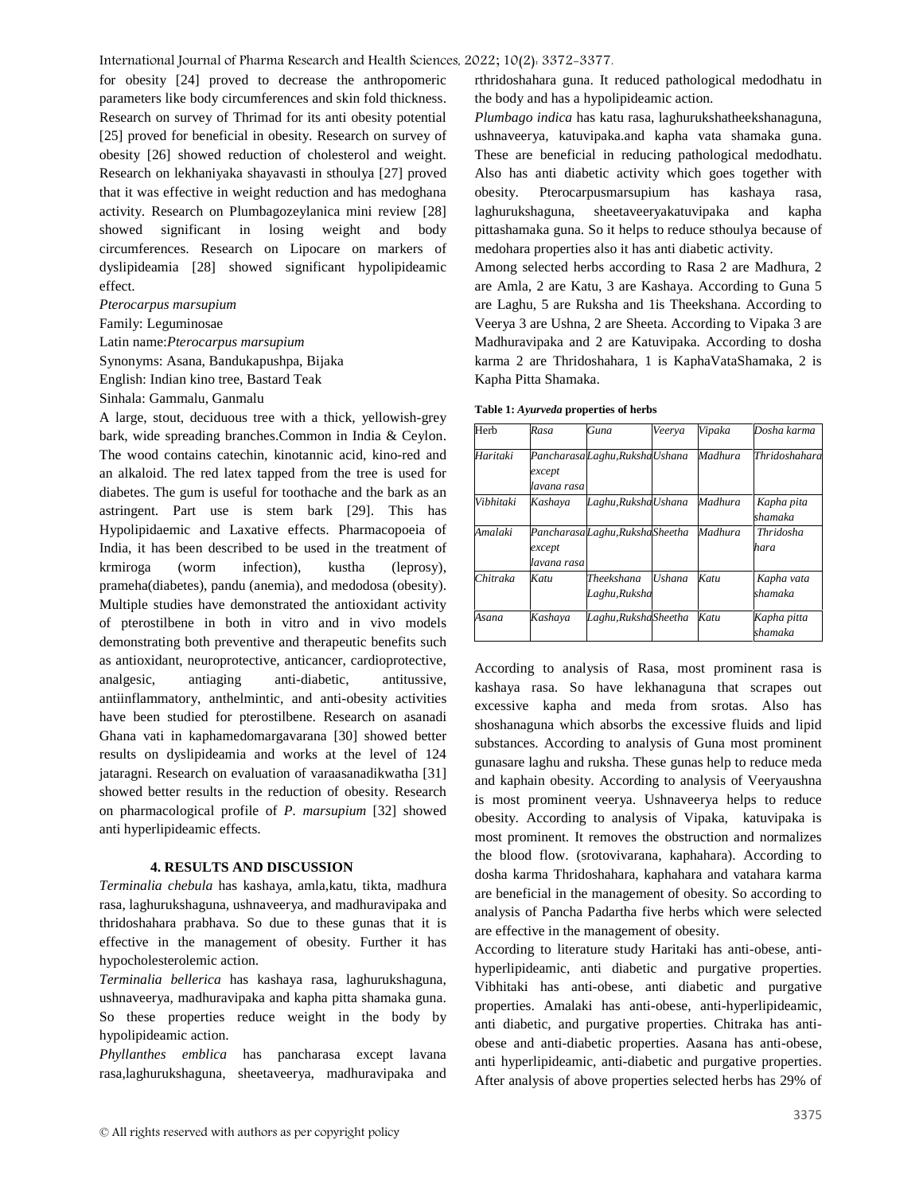for obesity [24] proved to decrease the anthropomeric parameters like body circumferences and skin fold thickness. Research on survey of Thrimad for its anti obesity potential [25] proved for beneficial in obesity. Research on survey of obesity [26] showed reduction of cholesterol and weight. Research on lekhaniyaka shayavasti in sthoulya [27] proved that it was effective in weight reduction and has medoghana activity. Research on Plumbagozeylanica mini review [28] showed significant in losing weight and body circumferences. Research on Lipocare on markers of dyslipideamia [28] showed significant hypolipideamic effect.

*Pterocarpus marsupium*

Family: Leguminosae

Latin name:*Pterocarpus marsupium*

Synonyms: Asana, Bandukapushpa, Bijaka

English: Indian kino tree, Bastard Teak

Sinhala: Gammalu, Ganmalu

A large, stout, deciduous tree with a thick, yellowish-grey bark, wide spreading branches.Common in India & Ceylon. The wood contains catechin, kinotannic acid, kino-red and an alkaloid. The red latex tapped from the tree is used for diabetes. The gum is useful for toothache and the bark as an astringent. Part use is stem bark [29]. This has Hypolipidaemic and Laxative effects. Pharmacopoeia of India, it has been described to be used in the treatment of krmiroga (worm infection), kustha (leprosy), prameha(diabetes), pandu (anemia), and medodosa (obesity). Multiple studies have demonstrated the antioxidant activity of pterostilbene in both in vitro and in vivo models demonstrating both preventive and therapeutic benefits such as antioxidant, neuroprotective, anticancer, cardioprotective, analgesic, antiaging anti-diabetic, antitussive, antiinflammatory, anthelmintic, and anti-obesity activities have been studied for pterostilbene. Research on asanadi Ghana vati in kaphamedomargavarana [30] showed better results on dyslipideamia and works at the level of 124 jataragni. Research on evaluation of varaasanadikwatha [31] showed better results in the reduction of obesity. Research on pharmacological profile of *P. marsupium* [32] showed anti hyperlipideamic effects.

## 4. RESULTS AND DISCUSSION

*Terminalia chebula* has kashaya, amla,katu, tikta, madhura rasa, laghurukshaguna, ushnaveerya, and madhuravipaka and thridoshahara prabhava. So due to these gunas that it is effective in the management of obesity. Further it has hypocholesterolemic action.

*Terminalia bellerica* has kashaya rasa, laghurukshaguna, ushnaveerya, madhuravipaka and kapha pitta shamaka guna. So these properties reduce weight in the body by hypolipideamic action.

*Phyllanthes emblica* has pancharasa except lavana rasa,laghurukshaguna, sheetaveerya, madhuravipaka and rthridoshahara guna. It reduced pathological medodhatu in the body and has a hypolipideamic action.

*Plumbago indica* has katu rasa, laghurukshatheekshanaguna, ushnaveerya, katuvipaka.and kapha vata shamaka guna. These are beneficial in reducing pathological medodhatu. Also has anti diabetic activity which goes together with obesity. Pterocarpusmarsupium has kashaya rasa, laghurukshaguna, sheetaveeryakatuvipaka and kapha pittashamaka guna. So it helps to reduce sthoulya because of medohara properties also it has anti diabetic activity.

Among selected herbs according to Rasa 2 are Madhura, 2 are Amla, 2 are Katu, 3 are Kashaya. According to Guna 5 are Laghu, 5 are Ruksha and 1is Theekshana. According to Veerya 3 are Ushna, 2 are Sheeta. According to Vipaka 3 are Madhuravipaka and 2 are Katuvipaka. According to dosha karma 2 are Thridoshahara, 1 is KaphaVataShamaka, 2 is Kapha Pitta Shamaka.

**Table 1:** ***Ayurveda*** **properties of herbs**

| *Herb* | *Rasa* | *Guna* | *Veerya* | *Vipaka* | *Dosha karma* |
|---|---|---|---|---|---|
| *Haritaki* | *Pancharasa except lavana rasa* | *Laghu,Ruksha* | *Ushana* | *Madhura* | *Thridoshahara* |
| *Vibhitaki* | *Kashaya* | *Laghu,Ruksha* | *Ushana* | *Madhura* | *Kapha pita shamaka* |
| *Amalaki* | *Pancharasa except lavana rasa* | *Laghu,Ruksha* | *Sheetha* | *Madhura* | *Thridosha hara* |
| *Chitraka* | *Katu* | *Theekshana Laghu,Ruksha* | *Ushana* | *Katu* | *Kapha vata shamaka* |
| *Asana* | *Kashaya* | *Laghu,Ruksha* | *Sheetha* | *Katu* | *Kapha pitta shamaka* |

According to analysis of Rasa, most prominent rasa is kashaya rasa. So have lekhanaguna that scrapes out excessive kapha and meda from srotas. Also has shoshanaguna which absorbs the excessive fluids and lipid substances. According to analysis of Guna most prominent gunasare laghu and ruksha. These gunas help to reduce meda and kaphain obesity. According to analysis of Veeryaushna is most prominent veerya. Ushnaveerya helps to reduce obesity. According to analysis of Vipaka, katuvipaka is most prominent. It removes the obstruction and normalizes the blood flow. (srotovivarana, kaphahara). According to dosha karma Thridoshahara, kaphahara and vatahara karma are beneficial in the management of obesity. So according to analysis of Pancha Padartha five herbs which were selected are effective in the management of obesity.

According to literature study Haritaki has anti-obese, anti-hyperlipideamic, anti diabetic and purgative properties. Vibhitaki has anti-obese, anti diabetic and purgative properties. Amalaki has anti-obese, anti-hyperlipideamic, anti diabetic, and purgative properties. Chitraka has anti-obese and anti-diabetic properties. Aasana has anti-obese, anti hyperlipideamic, anti-diabetic and purgative properties. After analysis of above properties selected herbs has 29% of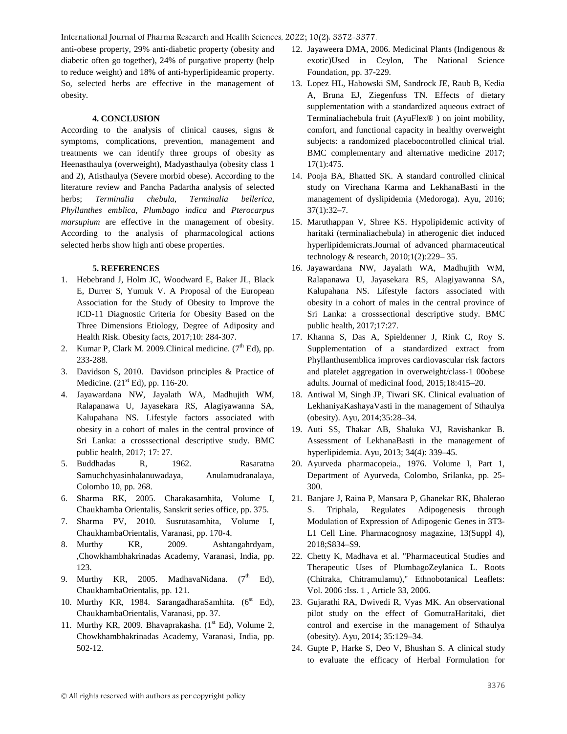anti-obese property, 29% anti-diabetic property (obesity and diabetic often go together), 24% of purgative property (help to reduce weight) and 18% of anti-hyperlipideamic property. So, selected herbs are effective in the management of obesity.

## 4. CONCLUSION

According to the analysis of clinical causes, signs & symptoms, complications, prevention, management and treatments we can identify three groups of obesity as Heenasthaulya (overweight), Madyasthaulya (obesity class 1 and 2), Atisthaulya (Severe morbid obese). According to the literature review and Pancha Padartha analysis of selected herbs; *Terminalia chebula, Terminalia bellerica, Phyllanthes emblica*, *Plumbago indica* and *Pterocarpus marsupium* are effective in the management of obesity. According to the analysis of pharmacological actions selected herbs show high anti obese properties.

## 5. REFERENCES

1. Hebebrand J, Holm JC, Woodward E, Baker JL, Black E, Durrer S, Yumuk V. A Proposal of the European Association for the Study of Obesity to Improve the ICD-11 Diagnostic Criteria for Obesity Based on the Three Dimensions Etiology, Degree of Adiposity and Health Risk. Obesity facts, 2017;10: 284-307.
2. Kumar P, Clark M. 2009.Clinical medicine. (7th Ed), pp. 233-288.
3. Davidson S, 2010. Davidson principles & Practice of Medicine. (21st Ed), pp. 116-20.
4. Jayawardana NW, Jayalath WA, Madhujith WM, Ralapanawa U, Jayasekara RS, Alagiyawanna SA, Kalupahana NS. Lifestyle factors associated with obesity in a cohort of males in the central province of Sri Lanka: a crosssectional descriptive study. BMC public health, 2017; 17: 27.
5. Buddhadas R, 1962. Rasaratna Samuchchyasinhalanuwadaya, Anulamudranalaya, Colombo 10, pp. 268.
6. Sharma RK, 2005. Charakasamhita, Volume I, Chaukhamba Orientalis, Sanskrit series office, pp. 375.
7. Sharma PV, 2010. Susrutasamhita, Volume I, ChaukhambaOrientalis, Varanasi, pp. 170-4.
8. Murthy KR, 2009. Ashtangahrdyam, ,Chowkhambhakrinadas Academy, Varanasi, India, pp. 123.
9. Murthy KR, 2005. MadhavaNidana. (7th Ed), ChaukhambaOrientalis, pp. 121.
10. Murthy KR, 1984. SarangadharaSamhita. (6st Ed), ChaukhambaOrientalis, Varanasi, pp. 37.
11. Murthy KR, 2009. Bhavaprakasha. (1st Ed), Volume 2, Chowkhambhakrinadas Academy, Varanasi, India, pp. 502-12.
12. Jayaweera DMA, 2006. Medicinal Plants (Indigenous & exotic)Used in Ceylon, The National Science Foundation, pp. 37-229.
13. Lopez HL, Habowski SM, Sandrock JE, Raub B, Kedia A, Bruna EJ, Ziegenfuss TN. Effects of dietary supplementation with a standardized aqueous extract of Terminaliachebula fruit (AyuFlex® ) on joint mobility, comfort, and functional capacity in healthy overweight subjects: a randomized placebocontrolled clinical trial. BMC complementary and alternative medicine 2017; 17(1):475.
14. Pooja BA, Bhatted SK. A standard controlled clinical study on Virechana Karma and LekhanaBasti in the management of dyslipidemia (Medoroga). Ayu, 2016; 37(1):32–7.
15. Maruthappan V, Shree KS. Hypolipidemic activity of haritaki (terminaliachebula) in atherogenic diet induced hyperlipidemicrats.Journal of advanced pharmaceutical technology & research, 2010;1(2):229– 35.
16. Jayawardana NW, Jayalath WA, Madhujith WM, Ralapanawa U, Jayasekara RS, Alagiyawanna SA, Kalupahana NS. Lifestyle factors associated with obesity in a cohort of males in the central province of Sri Lanka: a crosssectional descriptive study. BMC public health, 2017;17:27.
17. Khanna S, Das A, Spieldenner J, Rink C, Roy S. Supplementation of a standardized extract from Phyllanthusemblica improves cardiovascular risk factors and platelet aggregation in overweight/class-1 00obese adults. Journal of medicinal food, 2015;18:415–20.
18. Antiwal M, Singh JP, Tiwari SK. Clinical evaluation of LekhaniyaKashayaVasti in the management of Sthaulya (obesity). Ayu, 2014;35:28–34.
19. Auti SS, Thakar AB, Shaluka VJ, Ravishankar B. Assessment of LekhanaBasti in the management of hyperlipidemia. Ayu, 2013; 34(4): 339–45.
20. Ayurveda pharmacopeia., 1976. Volume I, Part 1, Department of Ayurveda, Colombo, Srilanka, pp. 25-300.
21. Banjare J, Raina P, Mansara P, Ghanekar RK, Bhalerao S. Triphala, Regulates Adipogenesis through Modulation of Expression of Adipogenic Genes in 3T3-L1 Cell Line. Pharmacognosy magazine, 13(Suppl 4), 2018;S834–S9.
22. Chetty K, Madhava et al. "Pharmaceutical Studies and Therapeutic Uses of PlumbagoZeylanica L. Roots (Chitraka, Chitramulamu)," Ethnobotanical Leaflets: Vol. 2006 :Iss. 1 , Article 33, 2006.
23. Gujarathi RA, Dwivedi R, Vyas MK. An observational pilot study on the effect of GomutraHaritaki, diet control and exercise in the management of Sthaulya (obesity). Ayu, 2014; 35:129–34.
24. Gupte P, Harke S, Deo V, Bhushan S. A clinical study to evaluate the efficacy of Herbal Formulation for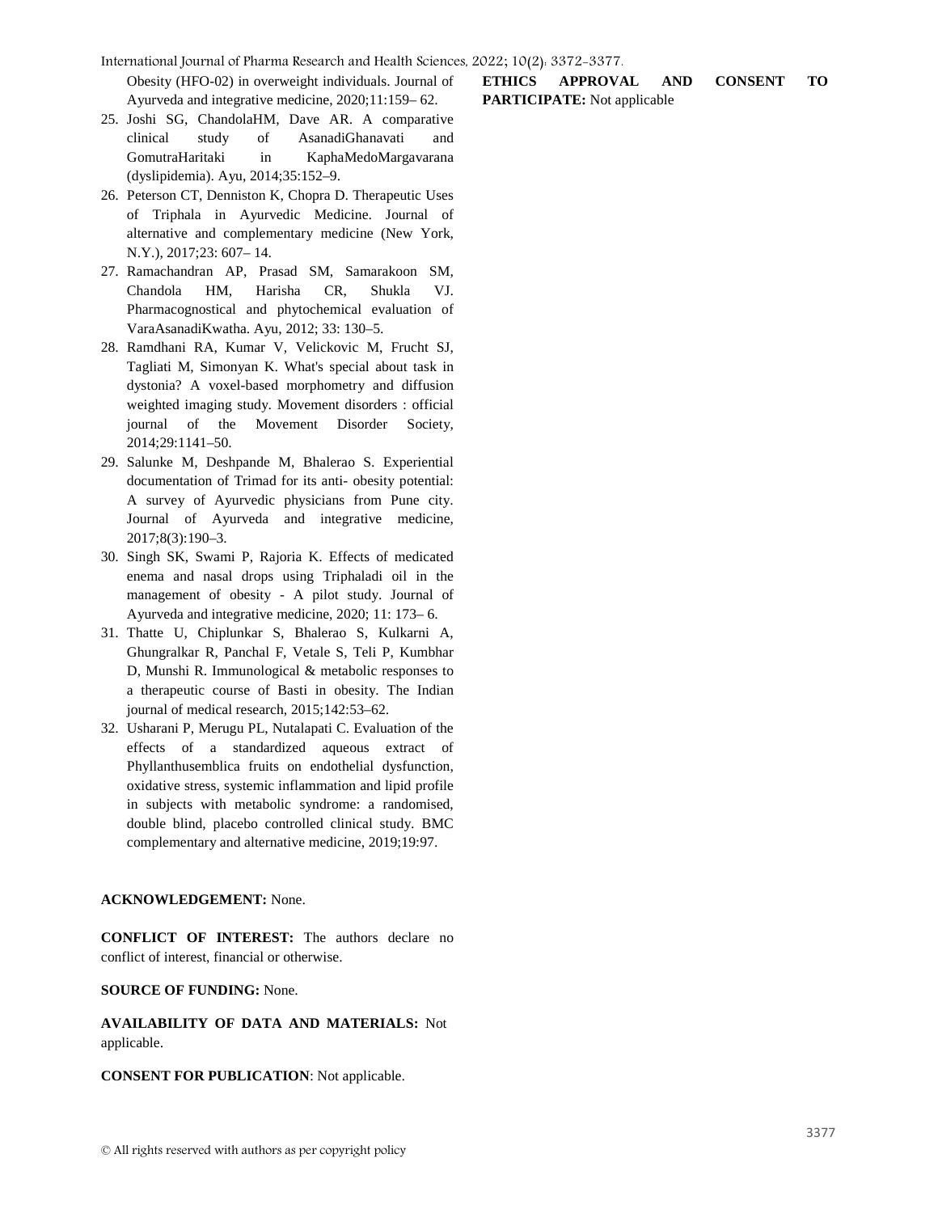Obesity (HFO-02) in overweight individuals. Journal of Ayurveda and integrative medicine, 2020;11:159– 62.

25. Joshi SG, ChandolaHM, Dave AR. A comparative clinical study of AsanadiGhanavati and GomutraHaritaki in KaphaMedoMargavarana (dyslipidemia). Ayu, 2014;35:152–9.
26. Peterson CT, Denniston K, Chopra D. Therapeutic Uses of Triphala in Ayurvedic Medicine. Journal of alternative and complementary medicine (New York, N.Y.), 2017;23: 607– 14.
27. Ramachandran AP, Prasad SM, Samarakoon SM, Chandola HM, Harisha CR, Shukla VJ. Pharmacognostical and phytochemical evaluation of VaraAsanadiKwatha. Ayu, 2012; 33: 130–5.
28. Ramdhani RA, Kumar V, Velickovic M, Frucht SJ, Tagliati M, Simonyan K. What's special about task in dystonia? A voxel-based morphometry and diffusion weighted imaging study. Movement disorders : official journal of the Movement Disorder Society, 2014;29:1141–50.
29. Salunke M, Deshpande M, Bhalerao S. Experiential documentation of Trimad for its anti- obesity potential: A survey of Ayurvedic physicians from Pune city. Journal of Ayurveda and integrative medicine, 2017;8(3):190–3.
30. Singh SK, Swami P, Rajoria K. Effects of medicated enema and nasal drops using Triphaladi oil in the management of obesity - A pilot study. Journal of Ayurveda and integrative medicine, 2020; 11: 173– 6.
31. Thatte U, Chiplunkar S, Bhalerao S, Kulkarni A, Ghungralkar R, Panchal F, Vetale S, Teli P, Kumbhar D, Munshi R. Immunological & metabolic responses to a therapeutic course of Basti in obesity. The Indian journal of medical research, 2015;142:53–62.
32. Usharani P, Merugu PL, Nutalapati C. Evaluation of the effects of a standardized aqueous extract of Phyllanthusemblica fruits on endothelial dysfunction, oxidative stress, systemic inflammation and lipid profile in subjects with metabolic syndrome: a randomised, double blind, placebo controlled clinical study. BMC complementary and alternative medicine, 2019;19:97.

**ACKNOWLEDGEMENT:** None.

**CONFLICT OF INTEREST:** The authors declare no conflict of interest, financial or otherwise.

**SOURCE OF FUNDING:** None.

**AVAILABILITY OF DATA AND MATERIALS:** Not applicable.

**CONSENT FOR PUBLICATION**: Not applicable.

**ETHICS APPROVAL AND CONSENT TO PARTICIPATE:** Not applicable